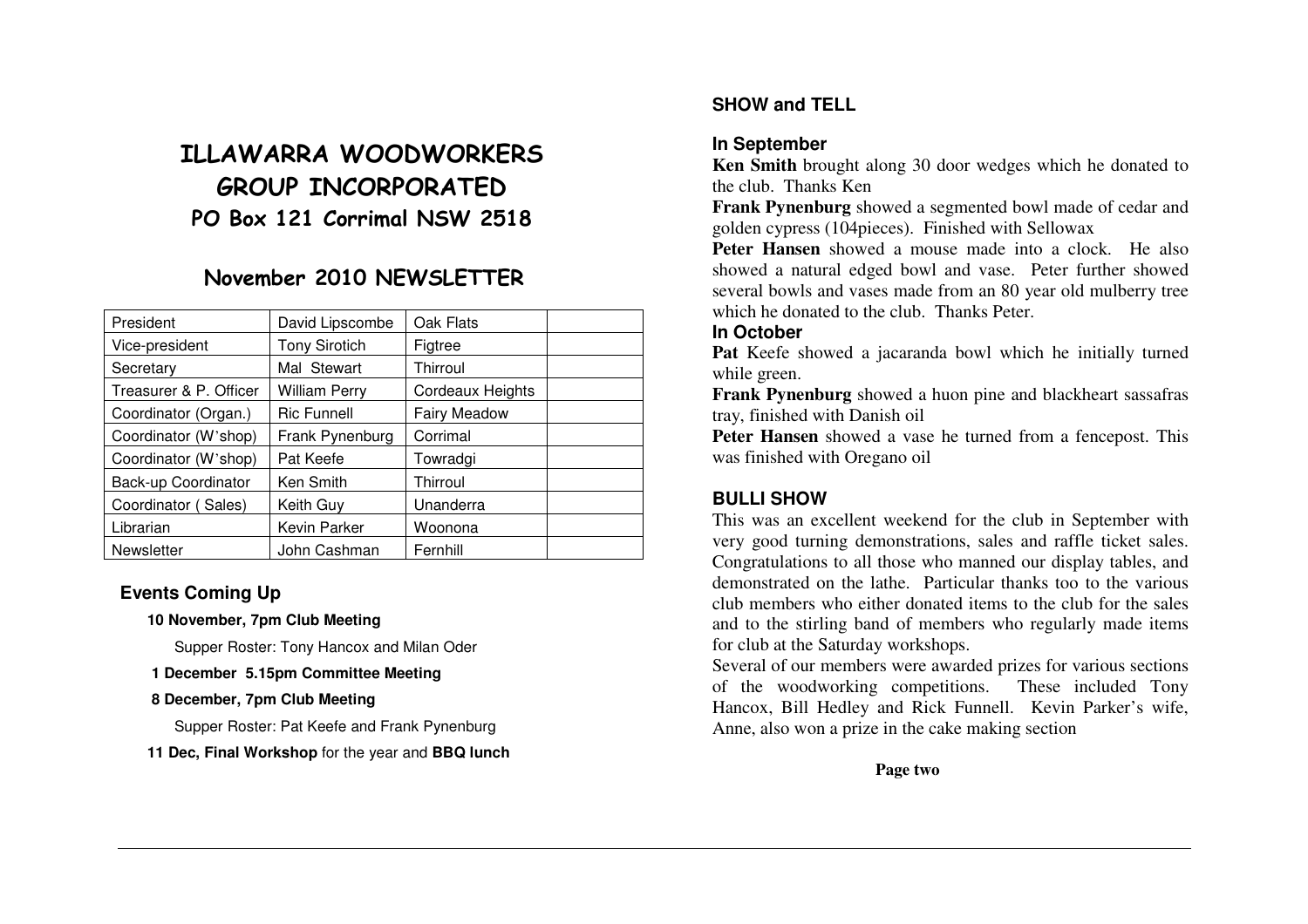# ILLAWARRA WOODWORKERS GROUP INCORPORATED

## PO Box 121 Corrimal NSW 2518

## November 2010 NEWSLETTER

| President | David Lipscombe | Oak Flats | |
|---|---|---|---|
| Vice-president | Tony Sirotich | Figtree | |
| Secretary | Mal Stewart | Thirroul | |
| Treasurer & P. Officer | William Perry | Cordeaux Heights | |
| Coordinator (Organ.) | Ric Funnell | Fairy Meadow | |
| Coordinator (W'shop) | Frank Pynenburg | Corrimal | |
| Coordinator (W'shop) | Pat Keefe | Towradgi | |
| Back-up Coordinator | Ken Smith | Thirroul | |
| Coordinator ( Sales) | Keith Guy | Unanderra | |
| Librarian | Kevin Parker | Woonona | |
| Newsletter | John Cashman | Fernhill | |

### Events Coming Up

**10 November, 7pm Club Meeting**

Supper Roster: Tony Hancox and Milan Oder

**1 December 5.15pm Committee Meeting**

**8 December, 7pm Club Meeting**

Supper Roster: Pat Keefe and Frank Pynenburg

**11 Dec, Final Workshop** for the year and **BBQ lunch**

### SHOW and TELL

#### In September

**Ken Smith** brought along 30 door wedges which he donated to the club. Thanks Ken

**Frank Pynenburg** showed a segmented bowl made of cedar and golden cypress (104pieces). Finished with Sellowax

**Peter Hansen** showed a mouse made into a clock. He also showed a natural edged bowl and vase. Peter further showed several bowls and vases made from an 80 year old mulberry tree which he donated to the club. Thanks Peter.

#### In October

**Pat** Keefe showed a jacaranda bowl which he initially turned while green.

**Frank Pynenburg** showed a huon pine and blackheart sassafras tray, finished with Danish oil

**Peter Hansen** showed a vase he turned from a fencepost. This was finished with Oregano oil

### BULLI SHOW

This was an excellent weekend for the club in September with very good turning demonstrations, sales and raffle ticket sales. Congratulations to all those who manned our display tables, and demonstrated on the lathe. Particular thanks too to the various club members who either donated items to the club for the sales and to the stirling band of members who regularly made items for club at the Saturday workshops.

Several of our members were awarded prizes for various sections of the woodworking competitions. These included Tony Hancox, Bill Hedley and Rick Funnell. Kevin Parker's wife, Anne, also won a prize in the cake making section

**Page two**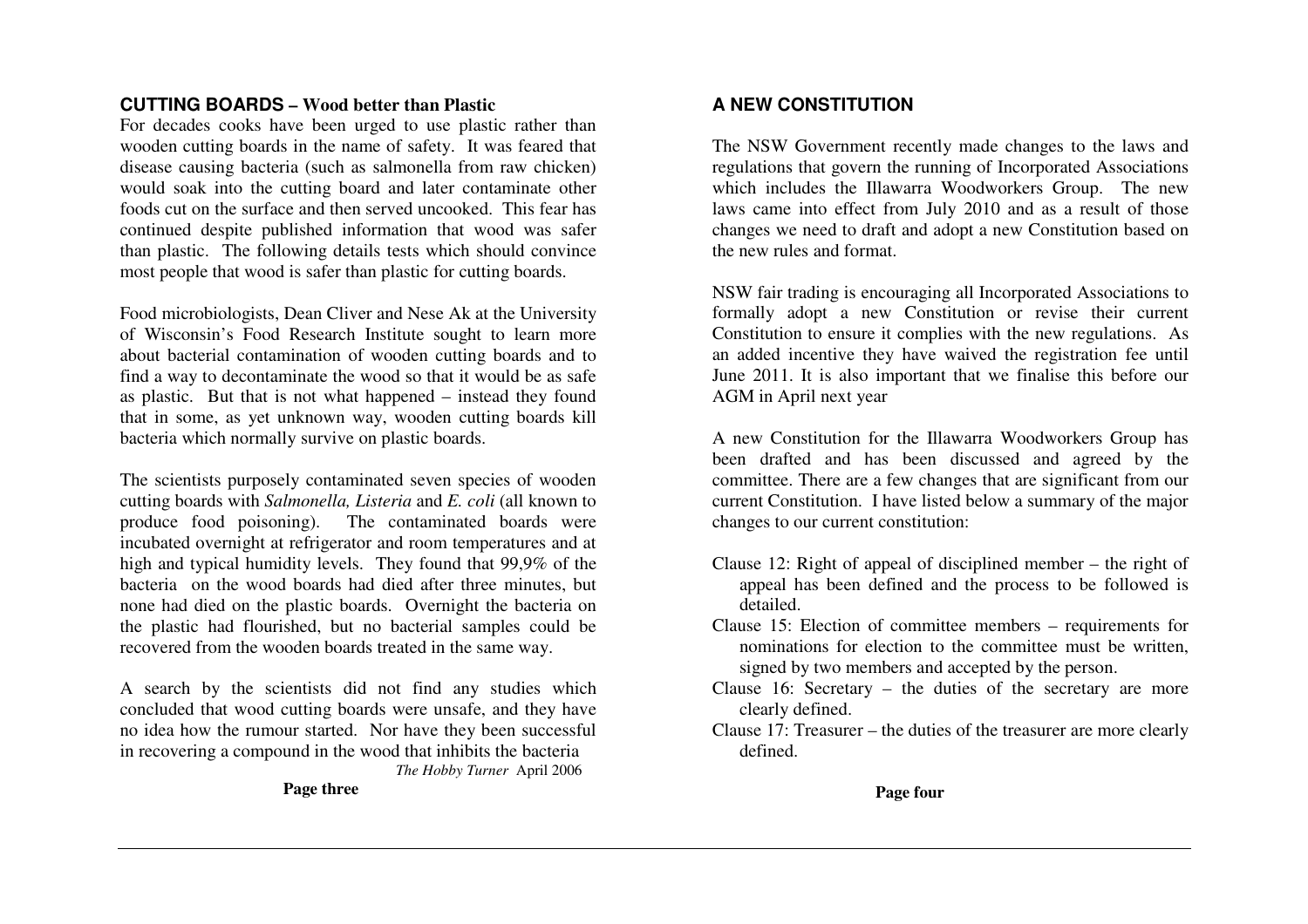## CUTTING BOARDS – Wood better than Plastic

For decades cooks have been urged to use plastic rather than wooden cutting boards in the name of safety. It was feared that disease causing bacteria (such as salmonella from raw chicken) would soak into the cutting board and later contaminate other foods cut on the surface and then served uncooked. This fear has continued despite published information that wood was safer than plastic. The following details tests which should convince most people that wood is safer than plastic for cutting boards.

Food microbiologists, Dean Cliver and Nese Ak at the University of Wisconsin's Food Research Institute sought to learn more about bacterial contamination of wooden cutting boards and to find a way to decontaminate the wood so that it would be as safe as plastic. But that is not what happened – instead they found that in some, as yet unknown way, wooden cutting boards kill bacteria which normally survive on plastic boards.

The scientists purposely contaminated seven species of wooden cutting boards with *Salmonella, Listeria* and *E. coli* (all known to produce food poisoning). The contaminated boards were incubated overnight at refrigerator and room temperatures and at high and typical humidity levels. They found that 99,9% of the bacteria on the wood boards had died after three minutes, but none had died on the plastic boards. Overnight the bacteria on the plastic had flourished, but no bacterial samples could be recovered from the wooden boards treated in the same way.

A search by the scientists did not find any studies which concluded that wood cutting boards were unsafe, and they have no idea how the rumour started. Nor have they been successful in recovering a compound in the wood that inhibits the bacteria

*The Hobby Turner* April 2006

## A NEW CONSTITUTION

The NSW Government recently made changes to the laws and regulations that govern the running of Incorporated Associations which includes the Illawarra Woodworkers Group. The new laws came into effect from July 2010 and as a result of those changes we need to draft and adopt a new Constitution based on the new rules and format.

NSW fair trading is encouraging all Incorporated Associations to formally adopt a new Constitution or revise their current Constitution to ensure it complies with the new regulations. As an added incentive they have waived the registration fee until June 2011. It is also important that we finalise this before our AGM in April next year

A new Constitution for the Illawarra Woodworkers Group has been drafted and has been discussed and agreed by the committee. There are a few changes that are significant from our current Constitution. I have listed below a summary of the major changes to our current constitution:

- Clause 12: Right of appeal of disciplined member – the right of appeal has been defined and the process to be followed is detailed.
- Clause 15: Election of committee members – requirements for nominations for election to the committee must be written, signed by two members and accepted by the person.
- Clause 16: Secretary – the duties of the secretary are more clearly defined.
- Clause 17: Treasurer – the duties of the treasurer are more clearly defined.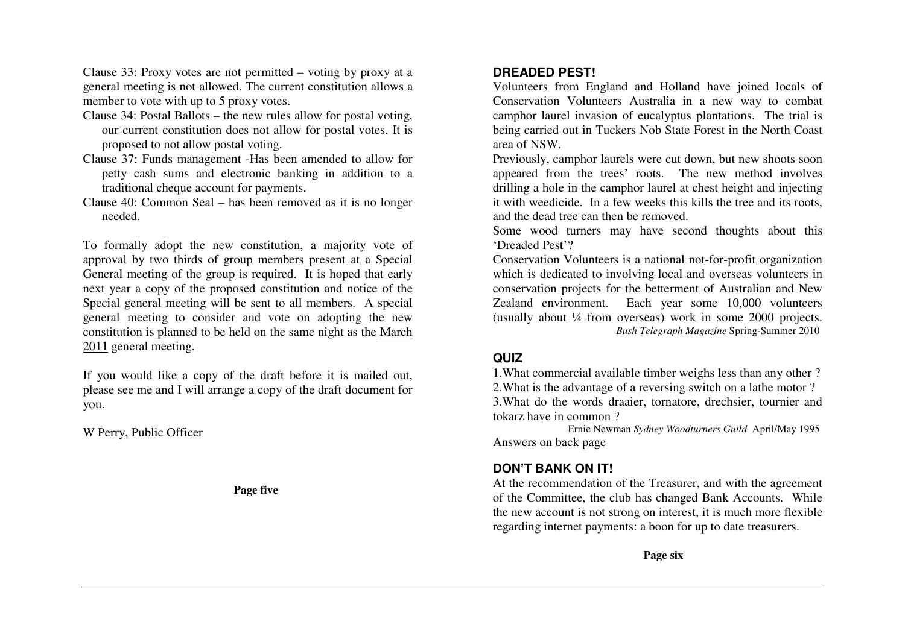Clause 33: Proxy votes are not permitted – voting by proxy at a general meeting is not allowed. The current constitution allows a member to vote with up to 5 proxy votes.

Clause 34: Postal Ballots – the new rules allow for postal voting, our current constitution does not allow for postal votes. It is proposed to not allow postal voting.

Clause 37: Funds management -Has been amended to allow for petty cash sums and electronic banking in addition to a traditional cheque account for payments.

Clause 40: Common Seal – has been removed as it is no longer needed.

To formally adopt the new constitution, a majority vote of approval by two thirds of group members present at a Special General meeting of the group is required. It is hoped that early next year a copy of the proposed constitution and notice of the Special general meeting will be sent to all members. A special general meeting to consider and vote on adopting the new constitution is planned to be held on the same night as the March 2011 general meeting.

If you would like a copy of the draft before it is mailed out, please see me and I will arrange a copy of the draft document for you.

W Perry, Public Officer

## DREADED PEST!

Volunteers from England and Holland have joined locals of Conservation Volunteers Australia in a new way to combat camphor laurel invasion of eucalyptus plantations. The trial is being carried out in Tuckers Nob State Forest in the North Coast area of NSW.

Previously, camphor laurels were cut down, but new shoots soon appeared from the trees' roots. The new method involves drilling a hole in the camphor laurel at chest height and injecting it with weedicide. In a few weeks this kills the tree and its roots, and the dead tree can then be removed.

Some wood turners may have second thoughts about this 'Dreaded Pest'?

Conservation Volunteers is a national not-for-profit organization which is dedicated to involving local and overseas volunteers in conservation projects for the betterment of Australian and New Zealand environment. Each year some 10,000 volunteers (usually about ¼ from overseas) work in some 2000 projects.

*Bush Telegraph Magazine* Spring-Summer 2010

## QUIZ

1. What commercial available timber weighs less than any other ?
2. What is the advantage of a reversing switch on a lathe motor ?
3. What do the words draaier, tornatore, drechsier, tournier and tokarz have in common ?

Ernie Newman *Sydney Woodturners Guild* April/May 1995

Answers on back page

## DON'T BANK ON IT!

At the recommendation of the Treasurer, and with the agreement of the Committee, the club has changed Bank Accounts. While the new account is not strong on interest, it is much more flexible regarding internet payments: a boon for up to date treasurers.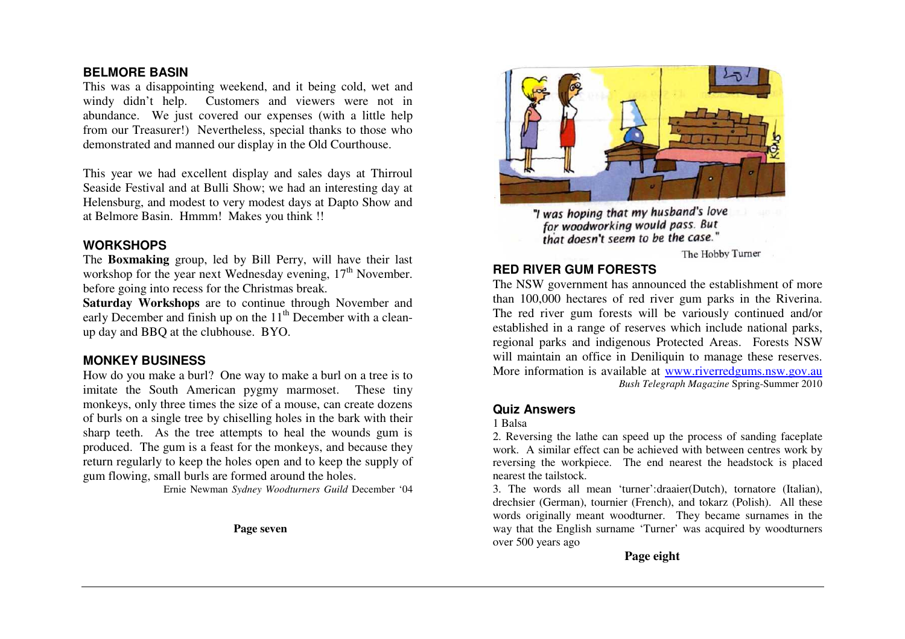## BELMORE BASIN

This was a disappointing weekend, and it being cold, wet and windy didn't help. Customers and viewers were not in abundance. We just covered our expenses (with a little help from our Treasurer!) Nevertheless, special thanks to those who demonstrated and manned our display in the Old Courthouse.

This year we had excellent display and sales days at Thirroul Seaside Festival and at Bulli Show; we had an interesting day at Helensburg, and modest to very modest days at Dapto Show and at Belmore Basin. Hmmm! Makes you think !!

## WORKSHOPS

The **Boxmaking** group, led by Bill Perry, will have their last workshop for the year next Wednesday evening, 17th November. before going into recess for the Christmas break.

**Saturday Workshops** are to continue through November and early December and finish up on the 11th December with a clean-up day and BBQ at the clubhouse. BYO.

## MONKEY BUSINESS

How do you make a burl? One way to make a burl on a tree is to imitate the South American pygmy marmoset. These tiny monkeys, only three times the size of a mouse, can create dozens of burls on a single tree by chiselling holes in the bark with their sharp teeth. As the tree attempts to heal the wounds gum is produced. The gum is a feast for the monkeys, and because they return regularly to keep the holes open and to keep the supply of gum flowing, small burls are formed around the holes.

Ernie Newman *Sydney Woodturners Guild* December '04

"I was hoping that my husband's love for woodworking would pass. But that doesn't seem to be the case."

The Hobby Turner

## RED RIVER GUM FORESTS

The NSW government has announced the establishment of more than 100,000 hectares of red river gum parks in the Riverina. The red river gum forests will be variously continued and/or established in a range of reserves which include national parks, regional parks and indigenous Protected Areas. Forests NSW will maintain an office in Deniliquin to manage these reserves. More information is available at www.riverredgums.nsw.gov.au

*Bush Telegraph Magazine* Spring-Summer 2010

## Quiz Answers

1 Balsa

2. Reversing the lathe can speed up the process of sanding faceplate work. A similar effect can be achieved with between centres work by reversing the workpiece. The end nearest the headstock is placed nearest the tailstock.

3. The words all mean 'turner':draaier(Dutch), tornatore (Italian), drechsier (German), tournier (French), and tokarz (Polish). All these words originally meant woodturner. They became surnames in the way that the English surname 'Turner' was acquired by woodturners over 500 years ago